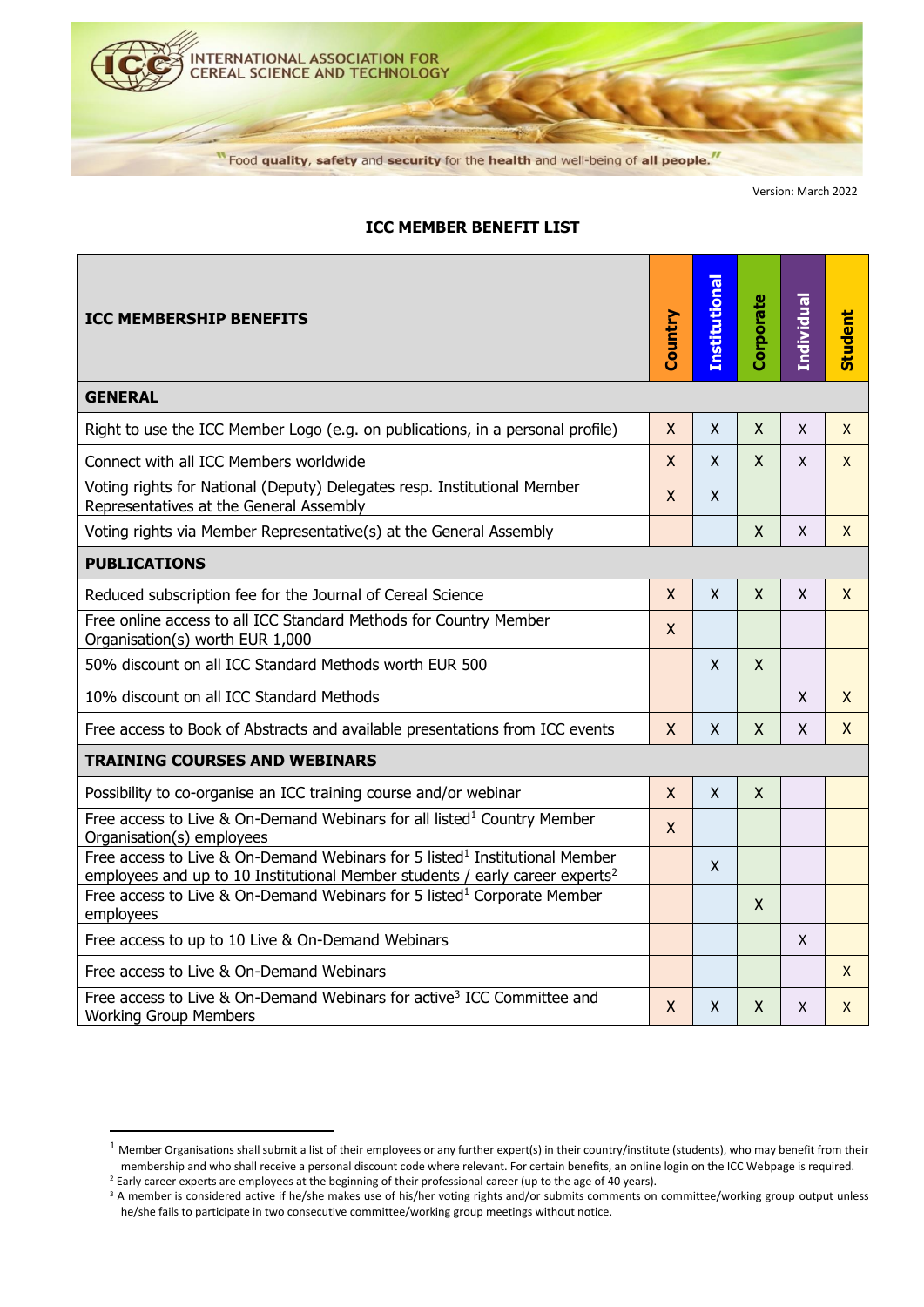INTERNATIONAL ASSOCIATION FOR CEREAL SCIENCE AND TECHNOLOGY

"Food **quality**, **safety** and **security** for the **health** and well-being of **all people**."

Version: March 2022

## ICC MEMBER BENEFIT LIST

| ICC MEMBERSHIP BENEFITS | Country | Institutional | Corporate | Individual | Student |
|---|---|---|---|---|---|
| **GENERAL** | | | | | |
| Right to use the ICC Member Logo (e.g. on publications, in a personal profile) | X | X | X | X | X |
| Connect with all ICC Members worldwide | X | X | X | X | X |
| Voting rights for National (Deputy) Delegates resp. Institutional Member Representatives at the General Assembly | X | X | | | |
| Voting rights via Member Representative(s) at the General Assembly | | | X | X | X |
| **PUBLICATIONS** | | | | | |
| Reduced subscription fee for the Journal of Cereal Science | X | X | X | X | X |
| Free online access to all ICC Standard Methods for Country Member Organisation(s) worth EUR 1,000 | X | | | | |
| 50% discount on all ICC Standard Methods worth EUR 500 | | X | X | | |
| 10% discount on all ICC Standard Methods | | | | X | X |
| Free access to Book of Abstracts and available presentations from ICC events | X | X | X | X | X |
| **TRAINING COURSES AND WEBINARS** | | | | | |
| Possibility to co-organise an ICC training course and/or webinar | X | X | X | | |
| Free access to Live & On-Demand Webinars for all listed[1] Country Member Organisation(s) employees | X | | | | |
| Free access to Live & On-Demand Webinars for 5 listed[1] Institutional Member employees and up to 10 Institutional Member students / early career experts[2] | | X | | | |
| Free access to Live & On-Demand Webinars for 5 listed[1] Corporate Member employees | | | X | | |
| Free access to up to 10 Live & On-Demand Webinars | | | | X | |
| Free access to Live & On-Demand Webinars | | | | | X |
| Free access to Live & On-Demand Webinars for active[3] ICC Committee and Working Group Members | X | X | X | X | X |

[1] Member Organisations shall submit a list of their employees or any further expert(s) in their country/institute (students), who may benefit from their membership and who shall receive a personal discount code where relevant. For certain benefits, an online login on the ICC Webpage is required.

[2] Early career experts are employees at the beginning of their professional career (up to the age of 40 years).

[3] A member is considered active if he/she makes use of his/her voting rights and/or submits comments on committee/working group output unless he/she fails to participate in two consecutive committee/working group meetings without notice.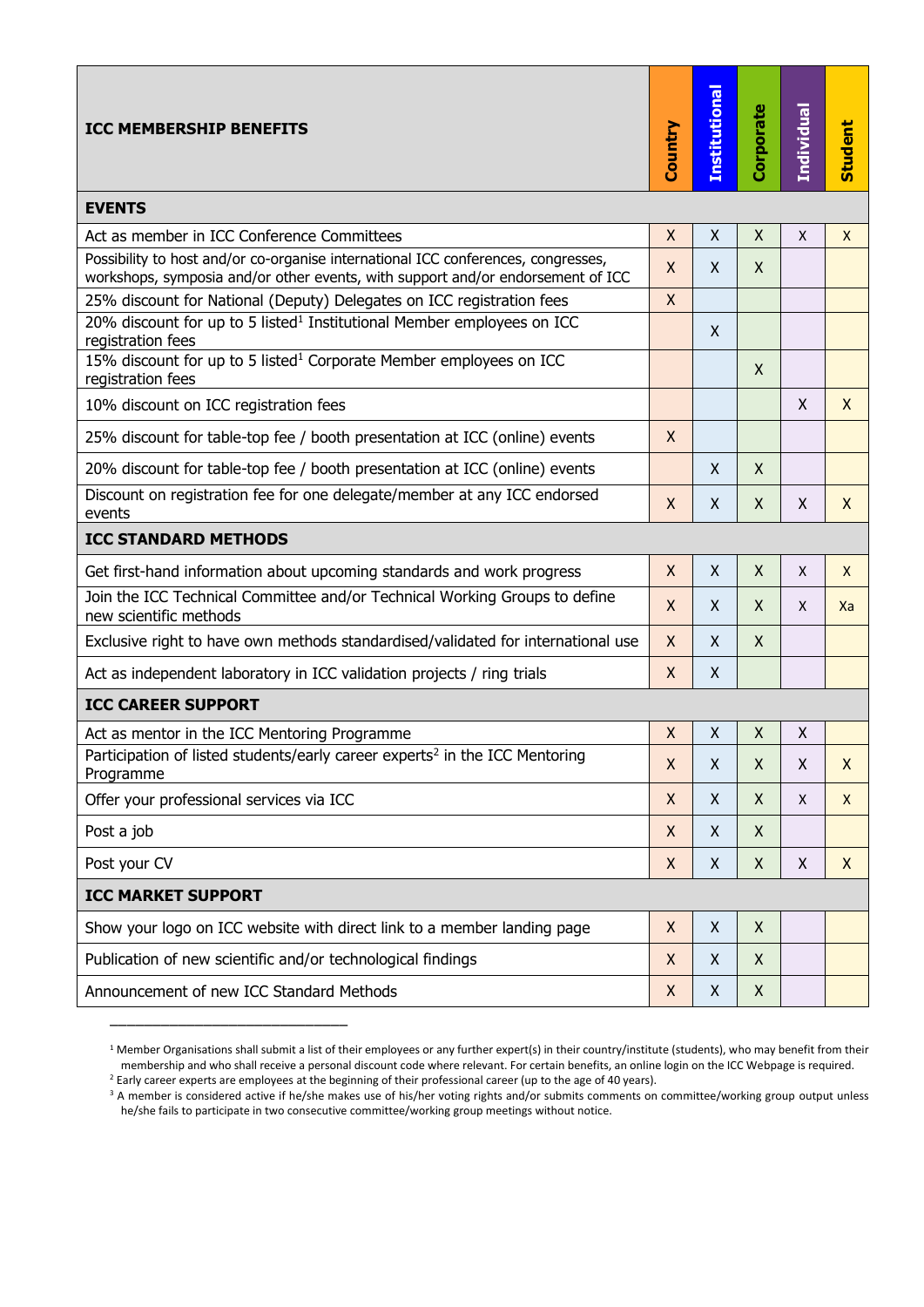| ICC MEMBERSHIP BENEFITS | Country | Institutional | Corporate | Individual | Student |
|---|---|---|---|---|---|
| **EVENTS** | | | | | |
| Act as member in ICC Conference Committees | X | X | X | X | X |
| Possibility to host and/or co-organise international ICC conferences, congresses, workshops, symposia and/or other events, with support and/or endorsement of ICC | X | X | X | | |
| 25% discount for National (Deputy) Delegates on ICC registration fees | X | | | | |
| 20% discount for up to 5 listed[1] Institutional Member employees on ICC registration fees | | X | | | |
| 15% discount for up to 5 listed[1] Corporate Member employees on ICC registration fees | | | X | | |
| 10% discount on ICC registration fees | | | | X | X |
| 25% discount for table-top fee / booth presentation at ICC (online) events | X | | | | |
| 20% discount for table-top fee / booth presentation at ICC (online) events | | X | X | | |
| Discount on registration fee for one delegate/member at any ICC endorsed events | X | X | X | X | X |
| **ICC STANDARD METHODS** | | | | | |
| Get first-hand information about upcoming standards and work progress | X | X | X | X | X |
| Join the ICC Technical Committee and/or Technical Working Groups to define new scientific methods | X | X | X | X | Xa |
| Exclusive right to have own methods standardised/validated for international use | X | X | X | | |
| Act as independent laboratory in ICC validation projects / ring trials | X | X | | | |
| **ICC CAREER SUPPORT** | | | | | |
| Act as mentor in the ICC Mentoring Programme | X | X | X | X | |
| Participation of listed students/early career experts[2] in the ICC Mentoring Programme | X | X | X | X | X |
| Offer your professional services via ICC | X | X | X | X | X |
| Post a job | X | X | X | | |
| Post your CV | X | X | X | X | X |
| **ICC MARKET SUPPORT** | | | | | |
| Show your logo on ICC website with direct link to a member landing page | X | X | X | | |
| Publication of new scientific and/or technological findings | X | X | X | | |
| Announcement of new ICC Standard Methods | X | X | X | | |

[1] Member Organisations shall submit a list of their employees or any further expert(s) in their country/institute (students), who may benefit from their membership and who shall receive a personal discount code where relevant. For certain benefits, an online login on the ICC Webpage is required.

[2] Early career experts are employees at the beginning of their professional career (up to the age of 40 years).

[3] A member is considered active if he/she makes use of his/her voting rights and/or submits comments on committee/working group output unless he/she fails to participate in two consecutive committee/working group meetings without notice.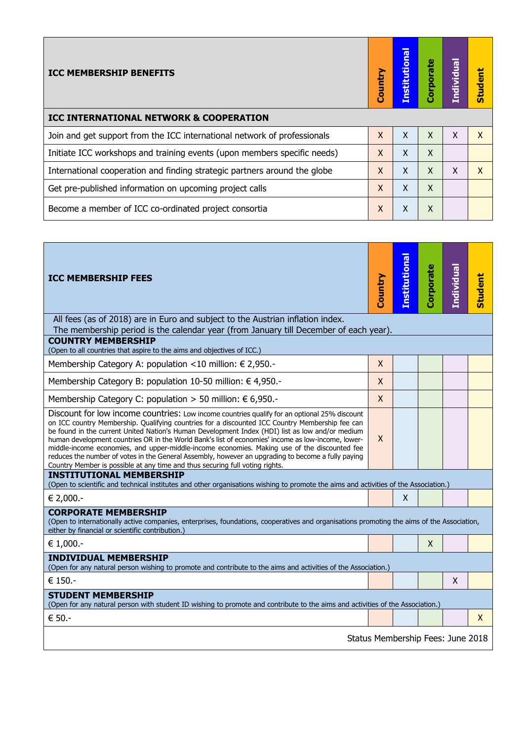| ICC MEMBERSHIP BENEFITS | Country | Institutional | Corporate | Individual | Student |
|---|---|---|---|---|---|
| **ICC INTERNATIONAL NETWORK & COOPERATION** | | | | | |
| Join and get support from the ICC international network of professionals | X | X | X | X | X |
| Initiate ICC workshops and training events (upon members specific needs) | X | X | X | | |
| International cooperation and finding strategic partners around the globe | X | X | X | X | X |
| Get pre-published information on upcoming project calls | X | X | X | | |
| Become a member of ICC co-ordinated project consortia | X | X | X | | |

| ICC MEMBERSHIP FEES | Country | Institutional | Corporate | Individual | Student |
|---|---|---|---|---|---|
| All fees (as of 2018) are in Euro and subject to the Austrian inflation index. The membership period is the calendar year (from January till December of each year). | | | | | |
| **COUNTRY MEMBERSHIP** (Open to all countries that aspire to the aims and objectives of ICC.) | | | | | |
| Membership Category A: population <10 million: € 2,950.- | X | | | | |
| Membership Category B: population 10-50 million: € 4,950.- | X | | | | |
| Membership Category C: population > 50 million: € 6,950.- | X | | | | |
| Discount for low income countries: Low income countries qualify for an optional 25% discount on ICC country Membership. Qualifying countries for a discounted ICC Country Membership fee can be found in the current United Nation's Human Development Index (HDI) list as low and/or medium human development countries OR in the World Bank's list of economies' income as low-income, lower-middle-income economies, and upper-middle-income economies. Making use of the discounted fee reduces the number of votes in the General Assembly, however an upgrading to become a fully paying Country Member is possible at any time and thus securing full voting rights. | X | | | | |
| **INSTITUTIONAL MEMBERSHIP** (Open to scientific and technical institutes and other organisations wishing to promote the aims and activities of the Association.) | | | | | |
| € 2,000.- | | X | | | |
| **CORPORATE MEMBERSHIP** (Open to internationally active companies, enterprises, foundations, cooperatives and organisations promoting the aims of the Association, either by financial or scientific contribution.) | | | | | |
| € 1,000.- | | | X | | |
| **INDIVIDUAL MEMBERSHIP** (Open for any natural person wishing to promote and contribute to the aims and activities of the Association.) | | | | | |
| € 150.- | | | | X | |
| **STUDENT MEMBERSHIP** (Open for any natural person with student ID wishing to promote and contribute to the aims and activities of the Association.) | | | | | |
| € 50.- | | | | | X |

Status Membership Fees: June 2018